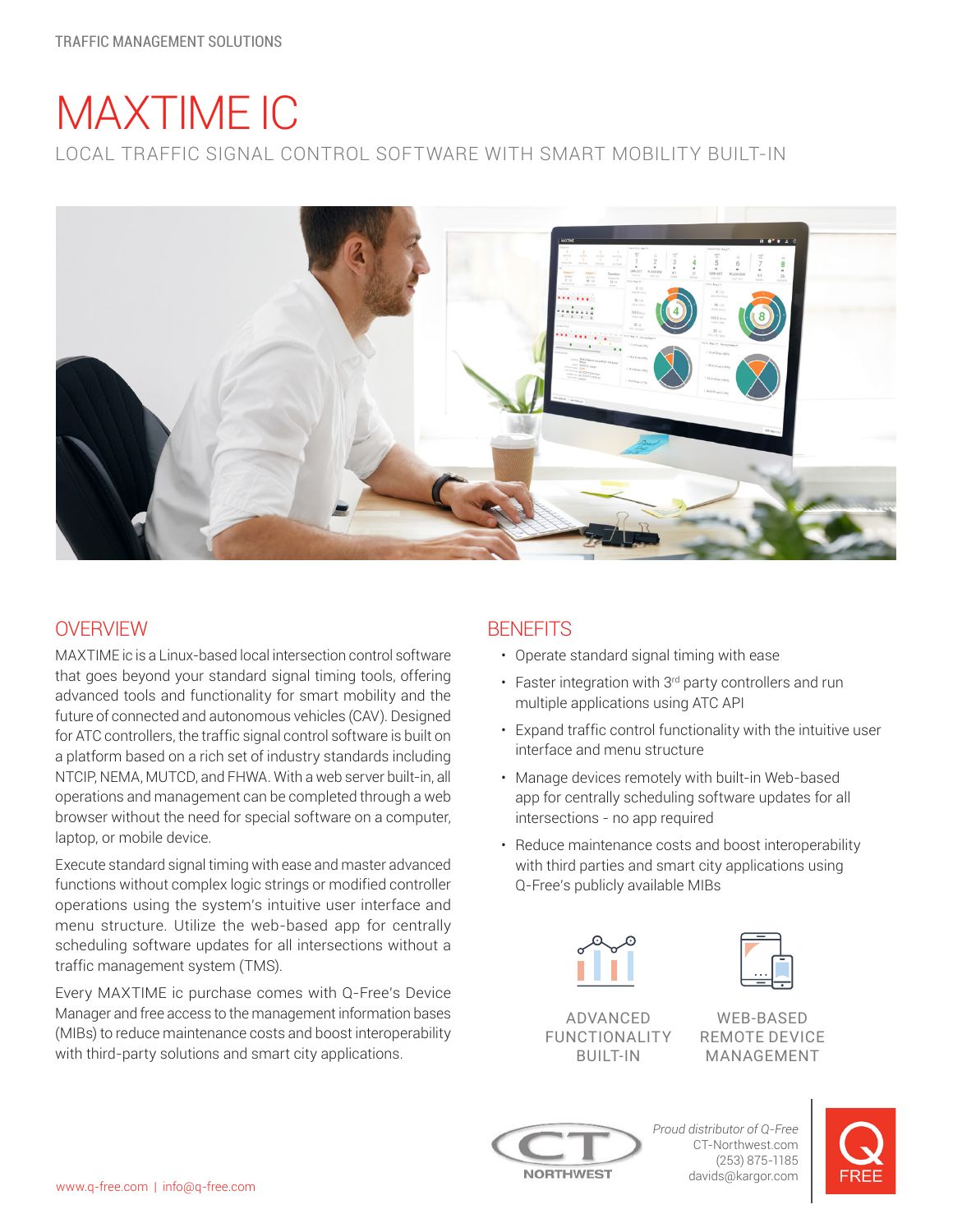TRAFFIC MANAGEMENT SOLUTIONS

# MAXTIME IC

LOCAL TRAFFIC SIGNAL CONTROL SOFTWARE WITH SMART MOBILITY BUILT-IN

## OVERVIEW

MAXTIME ic is a Linux-based local intersection control software that goes beyond your standard signal timing tools, offering advanced tools and functionality for smart mobility and the future of connected and autonomous vehicles (CAV). Designed for ATC controllers, the traffic signal control software is built on a platform based on a rich set of industry standards including NTCIP, NEMA, MUTCD, and FHWA. With a web server built-in, all operations and management can be completed through a web browser without the need for special software on a computer, laptop, or mobile device.

Execute standard signal timing with ease and master advanced functions without complex logic strings or modified controller operations using the system's intuitive user interface and menu structure. Utilize the web-based app for centrally scheduling software updates for all intersections without a traffic management system (TMS).

Every MAXTIME ic purchase comes with Q-Free's Device Manager and free access to the management information bases (MIBs) to reduce maintenance costs and boost interoperability with third-party solutions and smart city applications.

## BENEFITS

- Operate standard signal timing with ease
- Faster integration with 3rd party controllers and run multiple applications using ATC API
- Expand traffic control functionality with the intuitive user interface and menu structure
- Manage devices remotely with built-in Web-based app for centrally scheduling software updates for all intersections - no app required
- Reduce maintenance costs and boost interoperability with third parties and smart city applications using Q-Free's publicly available MIBs

ADVANCED FUNCTIONALITY BUILT-IN

WEB-BASED REMOTE DEVICE MANAGEMENT

CT NORTHWEST

*Proud distributor of Q-Free*
CT-Northwest.com
(253) 875-1185
davids@kargor.com

Q FREE

www.q-free.com | info@q-free.com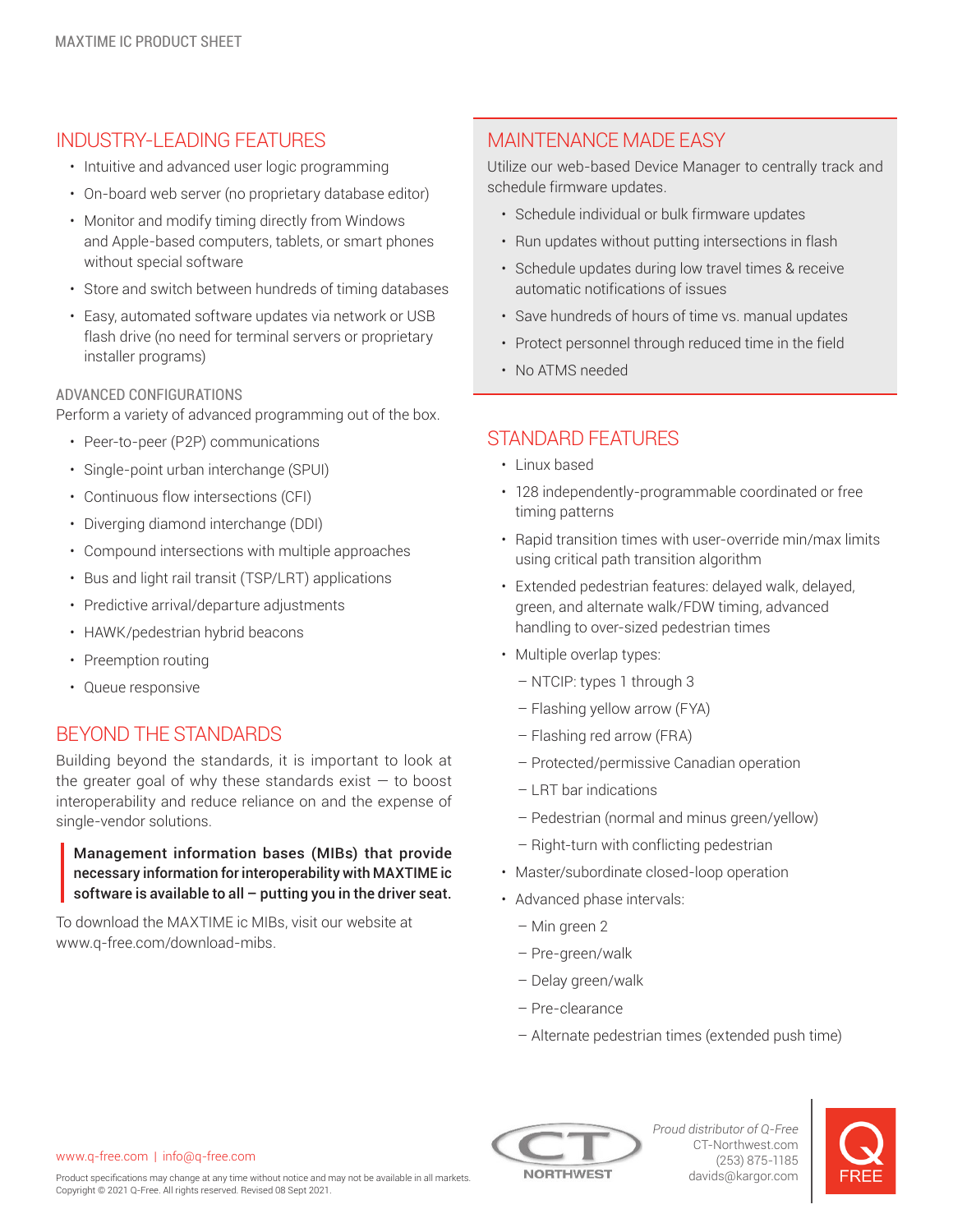## INDUSTRY-LEADING FEATURES

- Intuitive and advanced user logic programming
- On-board web server (no proprietary database editor)
- Monitor and modify timing directly from Windows and Apple-based computers, tablets, or smart phones without special software
- Store and switch between hundreds of timing databases
- Easy, automated software updates via network or USB flash drive (no need for terminal servers or proprietary installer programs)

### ADVANCED CONFIGURATIONS

Perform a variety of advanced programming out of the box.

- Peer-to-peer (P2P) communications
- Single-point urban interchange (SPUI)
- Continuous flow intersections (CFI)
- Diverging diamond interchange (DDI)
- Compound intersections with multiple approaches
- Bus and light rail transit (TSP/LRT) applications
- Predictive arrival/departure adjustments
- HAWK/pedestrian hybrid beacons
- Preemption routing
- Queue responsive

## BEYOND THE STANDARDS

Building beyond the standards, it is important to look at the greater goal of why these standards exist — to boost interoperability and reduce reliance on and the expense of single-vendor solutions.

**Management information bases (MIBs) that provide necessary information for interoperability with MAXTIME ic software is available to all – putting you in the driver seat.**

To download the MAXTIME ic MIBs, visit our website at www.q-free.com/download-mibs.

## MAINTENANCE MADE EASY

Utilize our web-based Device Manager to centrally track and schedule firmware updates.

- Schedule individual or bulk firmware updates
- Run updates without putting intersections in flash
- Schedule updates during low travel times & receive automatic notifications of issues
- Save hundreds of hours of time vs. manual updates
- Protect personnel through reduced time in the field
- No ATMS needed

## STANDARD FEATURES

- Linux based
- 128 independently-programmable coordinated or free timing patterns
- Rapid transition times with user-override min/max limits using critical path transition algorithm
- Extended pedestrian features: delayed walk, delayed, green, and alternate walk/FDW timing, advanced handling to over-sized pedestrian times
- Multiple overlap types:
  - NTCIP: types 1 through 3
  - Flashing yellow arrow (FYA)
  - Flashing red arrow (FRA)
  - Protected/permissive Canadian operation
  - LRT bar indications
  - Pedestrian (normal and minus green/yellow)
  - Right-turn with conflicting pedestrian
- Master/subordinate closed-loop operation
- Advanced phase intervals:
  - Min green 2
  - Pre-green/walk
  - Delay green/walk
  - Pre-clearance
  - Alternate pedestrian times (extended push time)

www.q-free.com | info@q-free.com

Product specifications may change at any time without notice and may not be available in all markets. Copyright © 2021 Q-Free. All rights reserved. Revised 08 Sept 2021.

CT NORTHWEST

*Proud distributor of Q-Free*
CT-Northwest.com
(253) 875-1185
davids@kargor.com

Q FREE